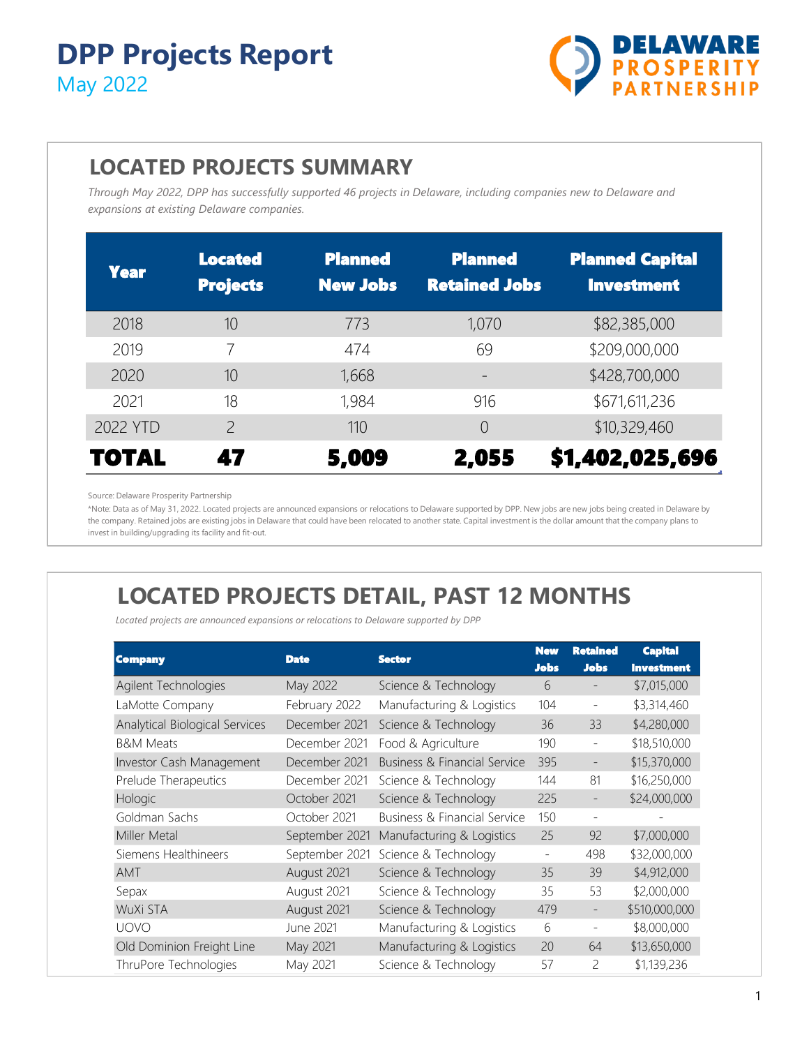# DPP Projects Report

May 2022

DELAWARE PROSPERITY PARTNERSHIP

## LOCATED PROJECTS SUMMARY

*Through May 2022, DPP has successfully supported 46 projects in Delaware, including companies new to Delaware and expansions at existing Delaware companies.*

| Year | Located Projects | Planned New Jobs | Planned Retained Jobs | Planned Capital Investment |
|---|---|---|---|---|
| 2018 | 10 | 773 | 1,070 | $82,385,000 |
| 2019 | 7 | 474 | 69 | $209,000,000 |
| 2020 | 10 | 1,668 | - | $428,700,000 |
| 2021 | 18 | 1,984 | 916 | $671,611,236 |
| 2022 YTD | 2 | 110 | 0 | $10,329,460 |
| **TOTAL** | **47** | **5,009** | **2,055** | **$1,402,025,696** |

Source: Delaware Prosperity Partnership

*Note: Data as of May 31, 2022. Located projects are announced expansions or relocations to Delaware supported by DPP. New jobs are new jobs being created in Delaware by the company. Retained jobs are existing jobs in Delaware that could have been relocated to another state. Capital investment is the dollar amount that the company plans to invest in building/upgrading its facility and fit-out.

## LOCATED PROJECTS DETAIL, PAST 12 MONTHS

*Located projects are announced expansions or relocations to Delaware supported by DPP*

| Company | Date | Sector | New Jobs | Retained Jobs | Capital Investment |
|---|---|---|---|---|---|
| Agilent Technologies | May 2022 | Science & Technology | 6 | - | $7,015,000 |
| LaMotte Company | February 2022 | Manufacturing & Logistics | 104 | - | $3,314,460 |
| Analytical Biological Services | December 2021 | Science & Technology | 36 | 33 | $4,280,000 |
| B&M Meats | December 2021 | Food & Agriculture | 190 | - | $18,510,000 |
| Investor Cash Management | December 2021 | Business & Financial Service | 395 | - | $15,370,000 |
| Prelude Therapeutics | December 2021 | Science & Technology | 144 | 81 | $16,250,000 |
| Hologic | October 2021 | Science & Technology | 225 | - | $24,000,000 |
| Goldman Sachs | October 2021 | Business & Financial Service | 150 | - | - |
| Miller Metal | September 2021 | Manufacturing & Logistics | 25 | 92 | $7,000,000 |
| Siemens Healthineers | September 2021 | Science & Technology | - | 498 | $32,000,000 |
| AMT | August 2021 | Science & Technology | 35 | 39 | $4,912,000 |
| Sepax | August 2021 | Science & Technology | 35 | 53 | $2,000,000 |
| WuXi STA | August 2021 | Science & Technology | 479 | - | $510,000,000 |
| UOVO | June 2021 | Manufacturing & Logistics | 6 | - | $8,000,000 |
| Old Dominion Freight Line | May 2021 | Manufacturing & Logistics | 20 | 64 | $13,650,000 |
| ThruPore Technologies | May 2021 | Science & Technology | 57 | 2 | $1,139,236 |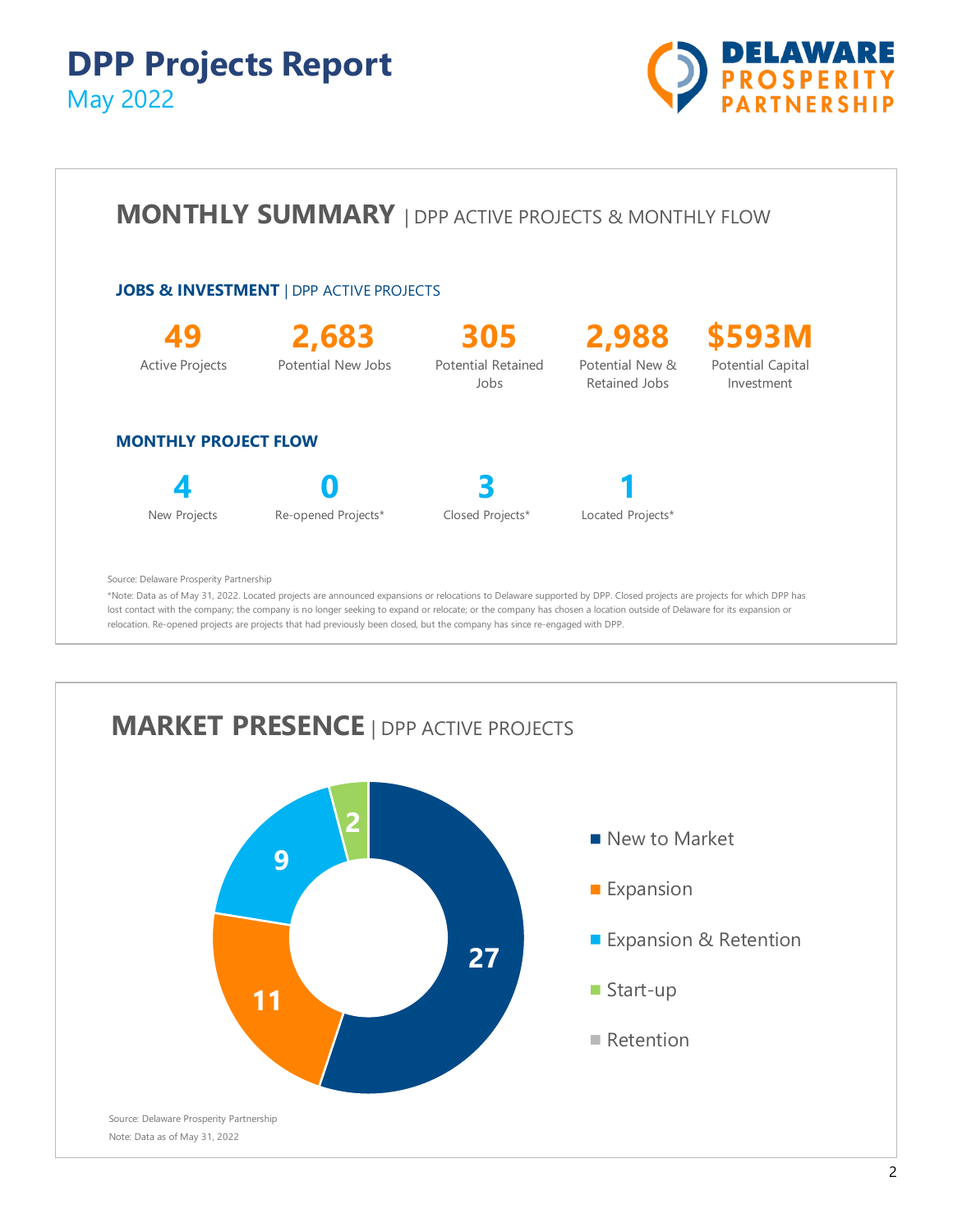# DPP Projects Report

May 2022

DELAWARE PROSPERITY PARTNERSHIP

## MONTHLY SUMMARY | DPP ACTIVE PROJECTS & MONTHLY FLOW

### JOBS & INVESTMENT | DPP ACTIVE PROJECTS

| 49 | 2,683 | 305 | 2,988 | $593M |
|---|---|---|---|---|
| Active Projects | Potential New Jobs | Potential Retained Jobs | Potential New & Retained Jobs | Potential Capital Investment |

### MONTHLY PROJECT FLOW

| 4 | 0 | 3 | 1 |
|---|---|---|---|
| New Projects | Re-opened Projects* | Closed Projects* | Located Projects* |

Source: Delaware Prosperity Partnership

*Note: Data as of May 31, 2022. Located projects are announced expansions or relocations to Delaware supported by DPP. Closed projects are projects for which DPP has lost contact with the company; the company is no longer seeking to expand or relocate; or the company has chosen a location outside of Delaware for its expansion or relocation. Re-opened projects are projects that had previously been closed, but the company has since re-engaged with DPP.

## MARKET PRESENCE | DPP ACTIVE PROJECTS

| Category | Projects |
|---|---|
| New to Market | 27 |
| Expansion | 11 |
| Expansion & Retention | 9 |
| Start-up | 2 |
| Retention | |

Source: Delaware Prosperity Partnership

Note: Data as of May 31, 2022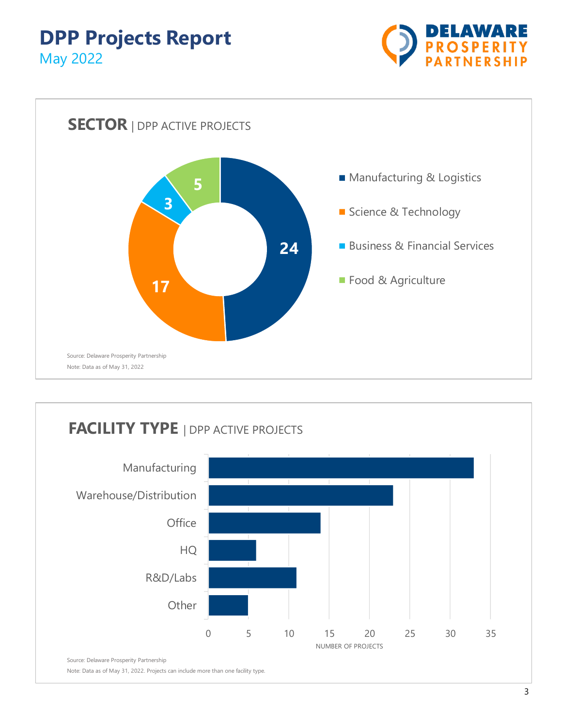# DPP Projects Report

May 2022

DELAWARE PROSPERITY PARTNERSHIP

## SECTOR | DPP ACTIVE PROJECTS

| Sector | Projects |
| --- | --- |
| Manufacturing & Logistics | 24 |
| Science & Technology | 17 |
| Business & Financial Services | 3 |
| Food & Agriculture | 5 |

Source: Delaware Prosperity Partnership

Note: Data as of May 31, 2022

## FACILITY TYPE | DPP ACTIVE PROJECTS

| Facility Type | Number of Projects (approx.) |
| --- | --- |
| Manufacturing | 33 |
| Warehouse/Distribution | 23 |
| Office | 14 |
| HQ | 6 |
| R&D/Labs | 11 |
| Other | 5 |

NUMBER OF PROJECTS

Source: Delaware Prosperity Partnership

Note: Data as of May 31, 2022. Projects can include more than one facility type.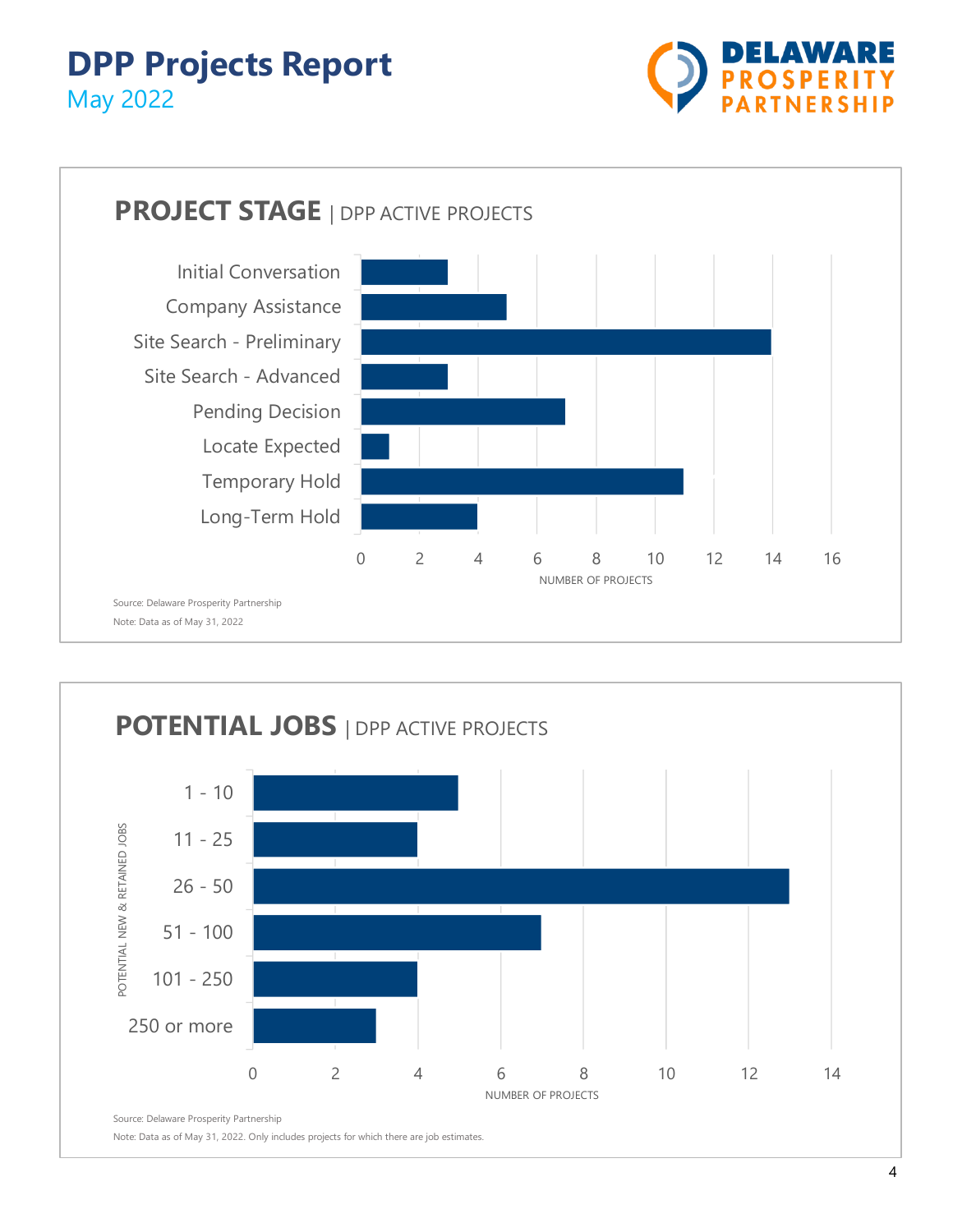# DPP Projects Report

May 2022

DELAWARE PROSPERITY PARTNERSHIP

## PROJECT STAGE | DPP ACTIVE PROJECTS

| Project Stage | Number of Projects |
|---|---|
| Initial Conversation | 3 |
| Company Assistance | 5 |
| Site Search - Preliminary | 14 |
| Site Search - Advanced | 3 |
| Pending Decision | 7 |
| Locate Expected | 1 |
| Temporary Hold | 11 |
| Long-Term Hold | 4 |

NUMBER OF PROJECTS

Source: Delaware Prosperity Partnership

Note: Data as of May 31, 2022

## POTENTIAL JOBS | DPP ACTIVE PROJECTS

| Potential New & Retained Jobs | Number of Projects |
|---|---|
| 1 - 10 | 5 |
| 11 - 25 | 4 |
| 26 - 50 | 13 |
| 51 - 100 | 7 |
| 101 - 250 | 4 |
| 250 or more | 3 |

NUMBER OF PROJECTS

Source: Delaware Prosperity Partnership

Note: Data as of May 31, 2022. Only includes projects for which there are job estimates.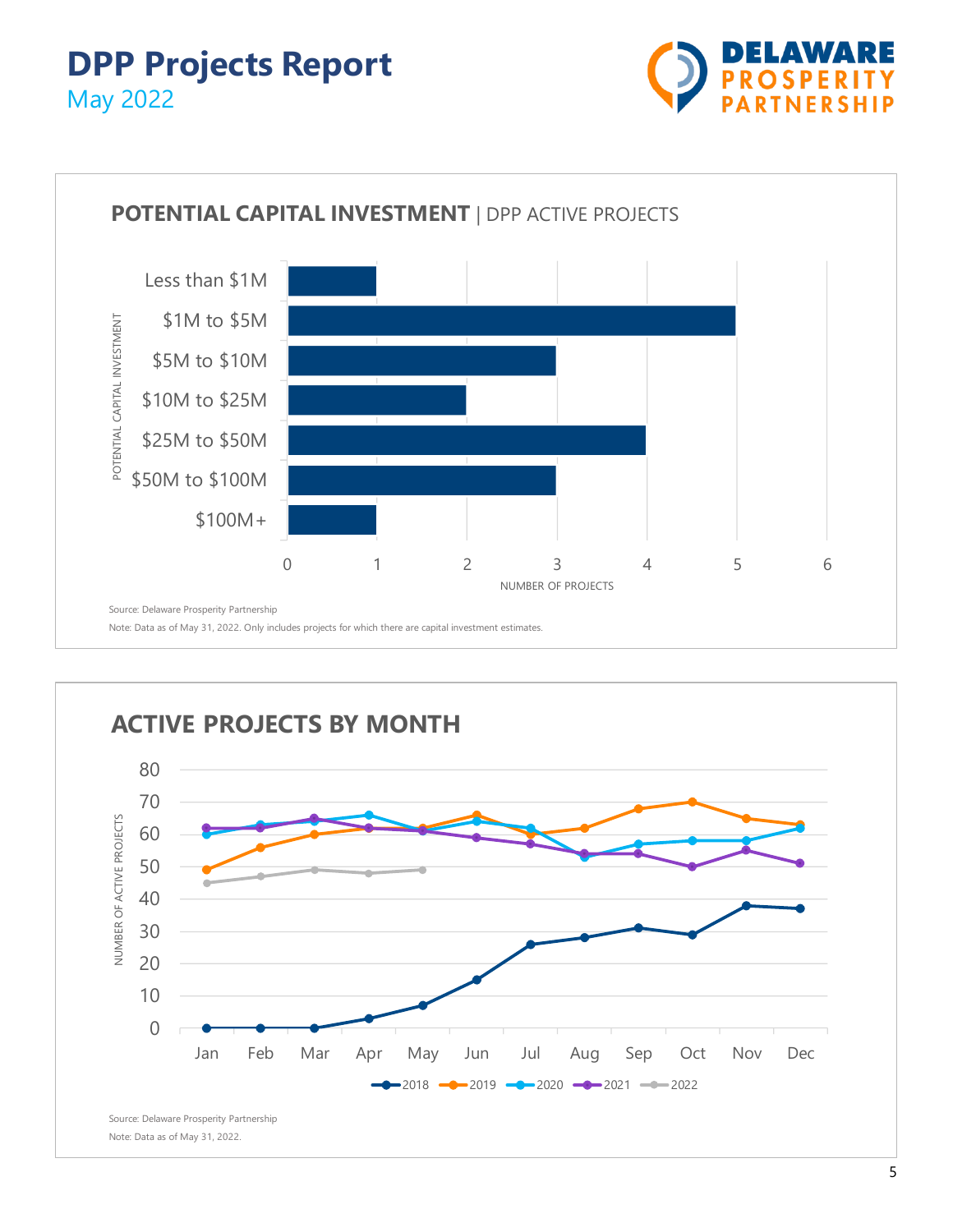# DPP Projects Report

May 2022

DELAWARE PROSPERITY PARTNERSHIP

## POTENTIAL CAPITAL INVESTMENT | DPP ACTIVE PROJECTS

POTENTIAL CAPITAL INVESTMENT

Less than $1M
$1M to $5M
$5M to $10M
$10M to $25M
$25M to $50M
$50M to $100M
$100M+

0 1 2 3 4 5 6

NUMBER OF PROJECTS

Source: Delaware Prosperity Partnership

Note: Data as of May 31, 2022. Only includes projects for which there are capital investment estimates.

## ACTIVE PROJECTS BY MONTH

NUMBER OF ACTIVE PROJECTS

80 70 60 50 40 30 20 10 0

Jan Feb Mar Apr May Jun Jul Aug Sep Oct Nov Dec

2018 2019 2020 2021 2022

Source: Delaware Prosperity Partnership

Note: Data as of May 31, 2022.